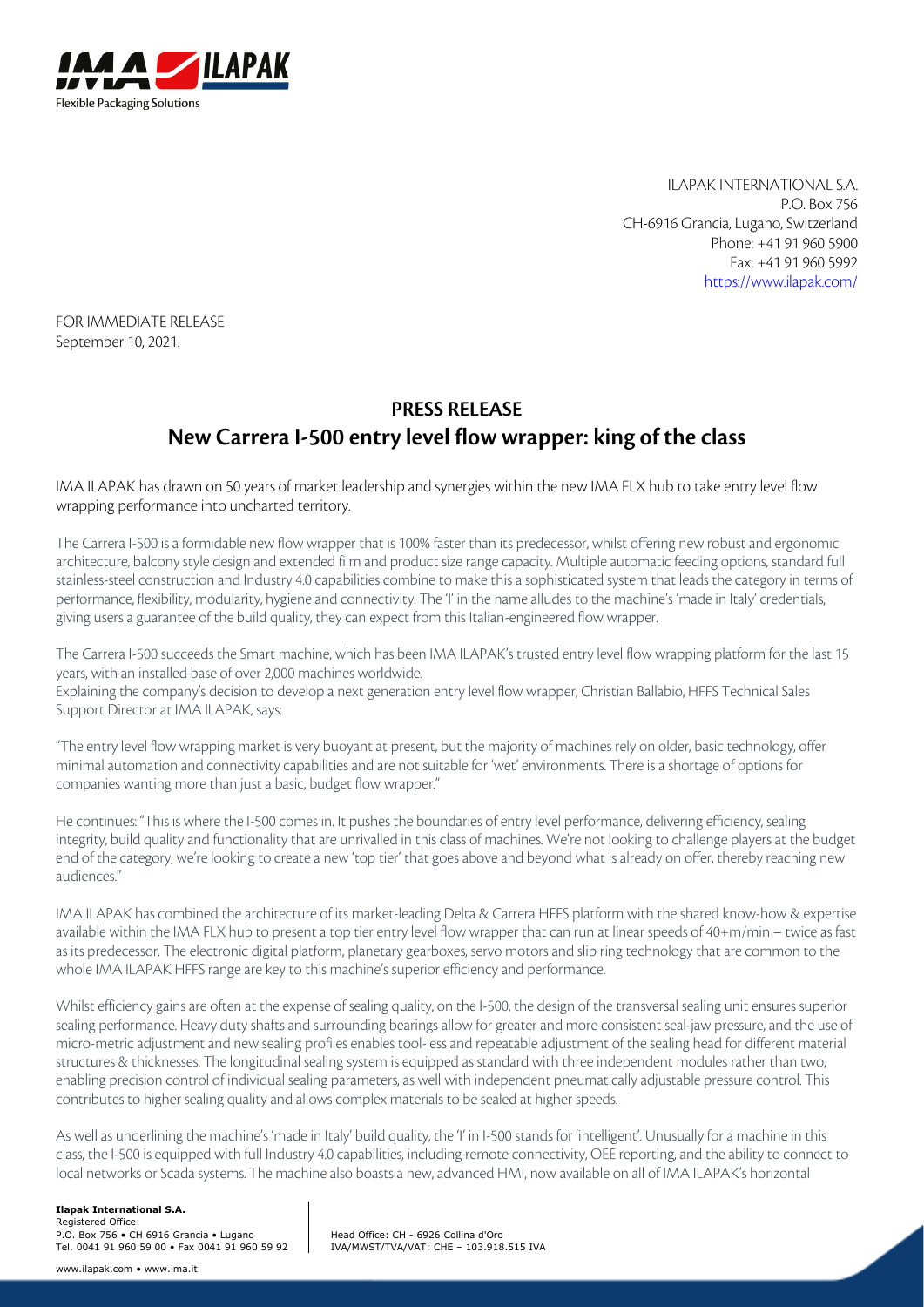ILAPAK INTERNATIONAL S.A.
P.O. Box 756
CH-6916 Grancia, Lugano, Switzerland
Phone: +41 91 960 5900
Fax: +41 91 960 5992
https://www.ilapak.com/

FOR IMMEDIATE RELEASE
September 10, 2021.

# PRESS RELEASE
## New Carrera I-500 entry level flow wrapper: king of the class

IMA ILAPAK has drawn on 50 years of market leadership and synergies within the new IMA FLX hub to take entry level flow wrapping performance into uncharted territory.

The Carrera I-500 is a formidable new flow wrapper that is 100% faster than its predecessor, whilst offering new robust and ergonomic architecture, balcony style design and extended film and product size range capacity. Multiple automatic feeding options, standard full stainless-steel construction and Industry 4.0 capabilities combine to make this a sophisticated system that leads the category in terms of performance, flexibility, modularity, hygiene and connectivity. The 'I' in the name alludes to the machine's 'made in Italy' credentials, giving users a guarantee of the build quality, they can expect from this Italian-engineered flow wrapper.

The Carrera I-500 succeeds the Smart machine, which has been IMA ILAPAK's trusted entry level flow wrapping platform for the last 15 years, with an installed base of over 2,000 machines worldwide.
Explaining the company's decision to develop a next generation entry level flow wrapper, Christian Ballabio, HFFS Technical Sales Support Director at IMA ILAPAK, says:

"The entry level flow wrapping market is very buoyant at present, but the majority of machines rely on older, basic technology, offer minimal automation and connectivity capabilities and are not suitable for 'wet' environments. There is a shortage of options for companies wanting more than just a basic, budget flow wrapper."

He continues: "This is where the I-500 comes in. It pushes the boundaries of entry level performance, delivering efficiency, sealing integrity, build quality and functionality that are unrivalled in this class of machines. We're not looking to challenge players at the budget end of the category, we're looking to create a new 'top tier' that goes above and beyond what is already on offer, thereby reaching new audiences."

IMA ILAPAK has combined the architecture of its market-leading Delta & Carrera HFFS platform with the shared know-how & expertise available within the IMA FLX hub to present a top tier entry level flow wrapper that can run at linear speeds of 40+m/min – twice as fast as its predecessor. The electronic digital platform, planetary gearboxes, servo motors and slip ring technology that are common to the whole IMA ILAPAK HFFS range are key to this machine's superior efficiency and performance.

Whilst efficiency gains are often at the expense of sealing quality, on the I-500, the design of the transversal sealing unit ensures superior sealing performance. Heavy duty shafts and surrounding bearings allow for greater and more consistent seal-jaw pressure, and the use of micro-metric adjustment and new sealing profiles enables tool-less and repeatable adjustment of the sealing head for different material structures & thicknesses. The longitudinal sealing system is equipped as standard with three independent modules rather than two, enabling precision control of individual sealing parameters, as well with independent pneumatically adjustable pressure control. This contributes to higher sealing quality and allows complex materials to be sealed at higher speeds.

As well as underlining the machine's 'made in Italy' build quality, the 'I' in I-500 stands for 'intelligent'. Unusually for a machine in this class, the I-500 is equipped with full Industry 4.0 capabilities, including remote connectivity, OEE reporting, and the ability to connect to local networks or Scada systems. The machine also boasts a new, advanced HMI, now available on all of IMA ILAPAK's horizontal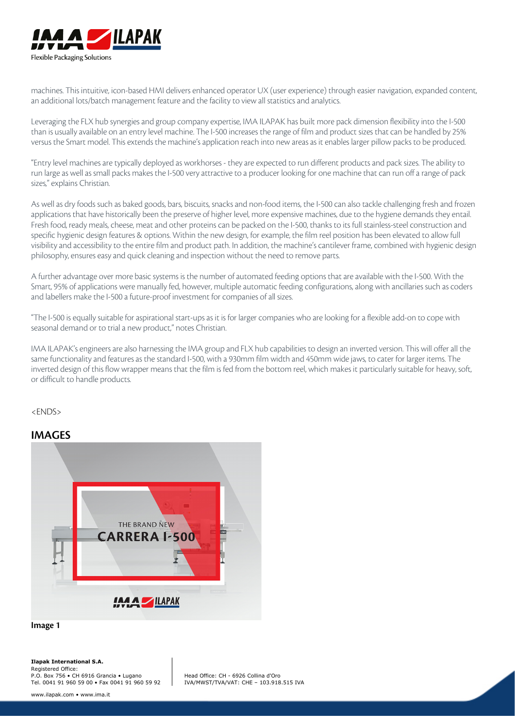machines. This intuitive, icon-based HMI delivers enhanced operator UX (user experience) through easier navigation, expanded content, an additional lots/batch management feature and the facility to view all statistics and analytics.

Leveraging the FLX hub synergies and group company expertise, IMA ILAPAK has built more pack dimension flexibility into the I-500 than is usually available on an entry level machine. The I-500 increases the range of film and product sizes that can be handled by 25% versus the Smart model. This extends the machine's application reach into new areas as it enables larger pillow packs to be produced.

"Entry level machines are typically deployed as workhorses - they are expected to run different products and pack sizes. The ability to run large as well as small packs makes the I-500 very attractive to a producer looking for one machine that can run off a range of pack sizes," explains Christian.

As well as dry foods such as baked goods, bars, biscuits, snacks and non-food items, the I-500 can also tackle challenging fresh and frozen applications that have historically been the preserve of higher level, more expensive machines, due to the hygiene demands they entail. Fresh food, ready meals, cheese, meat and other proteins can be packed on the I-500, thanks to its full stainless-steel construction and specific hygienic design features & options. Within the new design, for example, the film reel position has been elevated to allow full visibility and accessibility to the entire film and product path. In addition, the machine's cantilever frame, combined with hygienic design philosophy, ensures easy and quick cleaning and inspection without the need to remove parts.

A further advantage over more basic systems is the number of automated feeding options that are available with the I-500. With the Smart, 95% of applications were manually fed, however, multiple automatic feeding configurations, along with ancillaries such as coders and labellers make the I-500 a future-proof investment for companies of all sizes.

"The I-500 is equally suitable for aspirational start-ups as it is for larger companies who are looking for a flexible add-on to cope with seasonal demand or to trial a new product," notes Christian.

IMA ILAPAK's engineers are also harnessing the IMA group and FLX hub capabilities to design an inverted version. This will offer all the same functionality and features as the standard I-500, with a 930mm film width and 450mm wide jaws, to cater for larger items. The inverted design of this flow wrapper means that the film is fed from the bottom reel, which makes it particularly suitable for heavy, soft, or difficult to handle products.

<ENDS>

## IMAGES

**Image 1**

**Ilapak International S.A.**
Registered Office:
P.O. Box 756 • CH 6916 Grancia • Lugano
Tel. 0041 91 960 59 00 • Fax 0041 91 960 59 92

Head Office: CH - 6926 Collina d'Oro
IVA/MWST/TVA/VAT: CHE – 103.918.515 IVA

www.ilapak.com • www.ima.it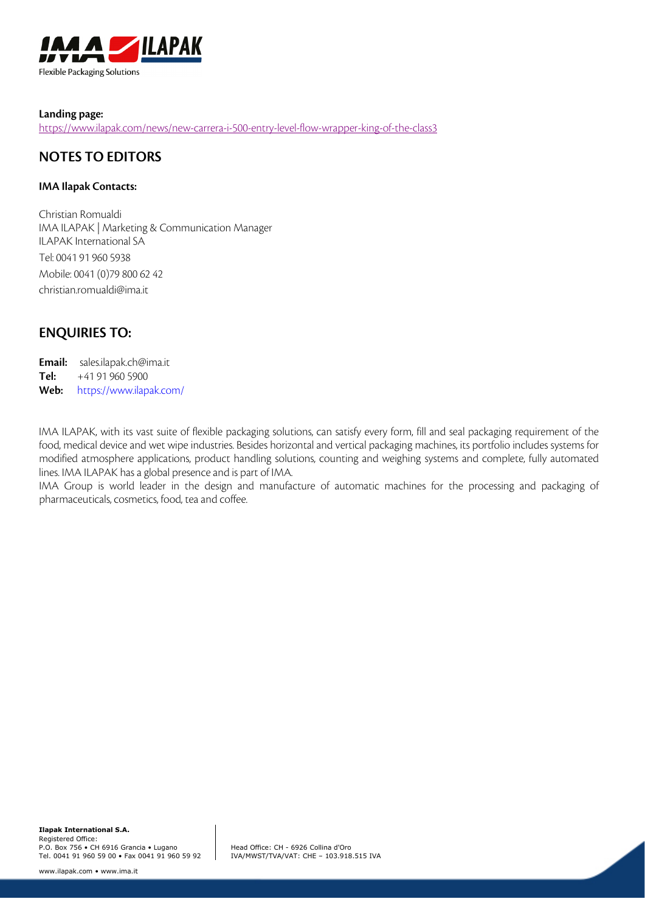**Landing page:**
https://www.ilapak.com/news/new-carrera-i-500-entry-level-flow-wrapper-king-of-the-class3

## NOTES TO EDITORS

**IMA Ilapak Contacts:**

Christian Romualdi
IMA ILAPAK | Marketing & Communication Manager
ILAPAK International SA
Tel: 0041 91 960 5938
Mobile: 0041 (0)79 800 62 42
christian.romualdi@ima.it

## ENQUIRIES TO:

**Email:** sales.ilapak.ch@ima.it
**Tel:** +41 91 960 5900
**Web:** https://www.ilapak.com/

IMA ILAPAK, with its vast suite of flexible packaging solutions, can satisfy every form, fill and seal packaging requirement of the food, medical device and wet wipe industries. Besides horizontal and vertical packaging machines, its portfolio includes systems for modified atmosphere applications, product handling solutions, counting and weighing systems and complete, fully automated lines. IMA ILAPAK has a global presence and is part of IMA.
IMA Group is world leader in the design and manufacture of automatic machines for the processing and packaging of pharmaceuticals, cosmetics, food, tea and coffee.

**Ilapak International S.A.**
Registered Office:
P.O. Box 756 • CH 6916 Grancia • Lugano
Tel. 0041 91 960 59 00 • Fax 0041 91 960 59 92

Head Office: CH - 6926 Collina d'Oro
IVA/MWST/TVA/VAT: CHE – 103.918.515 IVA

www.ilapak.com • www.ima.it